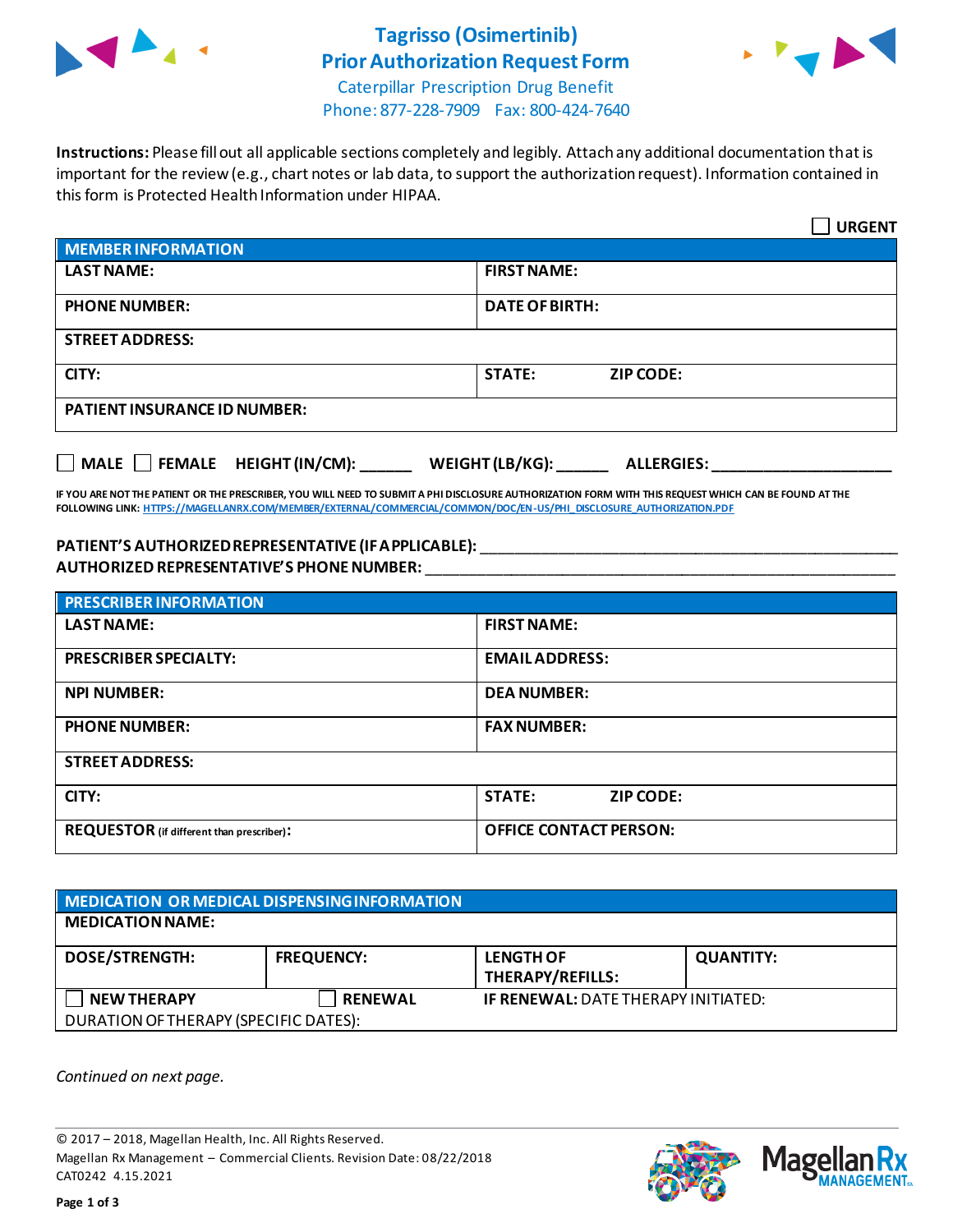# Tagrisso (Osimertinib)
# Prior Authorization Request Form

Caterpillar Prescription Drug Benefit
Phone: 877-228-7909 Fax: 800-424-7640

**Instructions:** Please fill out all applicable sections completely and legibly. Attach any additional documentation that is important for the review (e.g., chart notes or lab data, to support the authorization request). Information contained in this form is Protected Health Information under HIPAA.

☐ **URGENT**

| **MEMBER INFORMATION** | |
|---|---|
| **LAST NAME:** | **FIRST NAME:** |
| **PHONE NUMBER:** | **DATE OF BIRTH:** |
| **STREET ADDRESS:** | |
| **CITY:** | **STATE:** **ZIP CODE:** |
| **PATIENT INSURANCE ID NUMBER:** | |

☐ **MALE** ☐ **FEMALE** **HEIGHT (IN/CM):** ______ **WEIGHT (LB/KG):** ______ **ALLERGIES:** ____________________

**IF YOU ARE NOT THE PATIENT OR THE PRESCRIBER, YOU WILL NEED TO SUBMIT A PHI DISCLOSURE AUTHORIZATION FORM WITH THIS REQUEST WHICH CAN BE FOUND AT THE FOLLOWING LINK: HTTPS://MAGELLANRX.COM/MEMBER/EXTERNAL/COMMERCIAL/COMMON/DOC/EN-US/PHI_DISCLOSURE_AUTHORIZATION.PDF**

**PATIENT'S AUTHORIZED REPRESENTATIVE (IF APPLICABLE):** ____________________________________________
**AUTHORIZED REPRESENTATIVE'S PHONE NUMBER:** ____________________________________________

| **PRESCRIBER INFORMATION** | |
|---|---|
| **LAST NAME:** | **FIRST NAME:** |
| **PRESCRIBER SPECIALTY:** | **EMAIL ADDRESS:** |
| **NPI NUMBER:** | **DEA NUMBER:** |
| **PHONE NUMBER:** | **FAX NUMBER:** |
| **STREET ADDRESS:** | |
| **CITY:** | **STATE:** **ZIP CODE:** |
| **REQUESTOR** (if different than prescriber)**:** | **OFFICE CONTACT PERSON:** |

| **MEDICATION OR MEDICAL DISPENSING INFORMATION** | | | |
|---|---|---|---|
| **MEDICATION NAME:** | | | |
| **DOSE/STRENGTH:** | **FREQUENCY:** | **LENGTH OF THERAPY/REFILLS:** | **QUANTITY:** |
| ☐ **NEW THERAPY** | ☐ **RENEWAL** | **IF RENEWAL:** DATE THERAPY INITIATED: | |
| DURATION OF THERAPY (SPECIFIC DATES): | | | |

*Continued on next page.*

© 2017 – 2018, Magellan Health, Inc. All Rights Reserved.
Magellan Rx Management – Commercial Clients. Revision Date: 08/22/2018
CAT0242 4.15.2021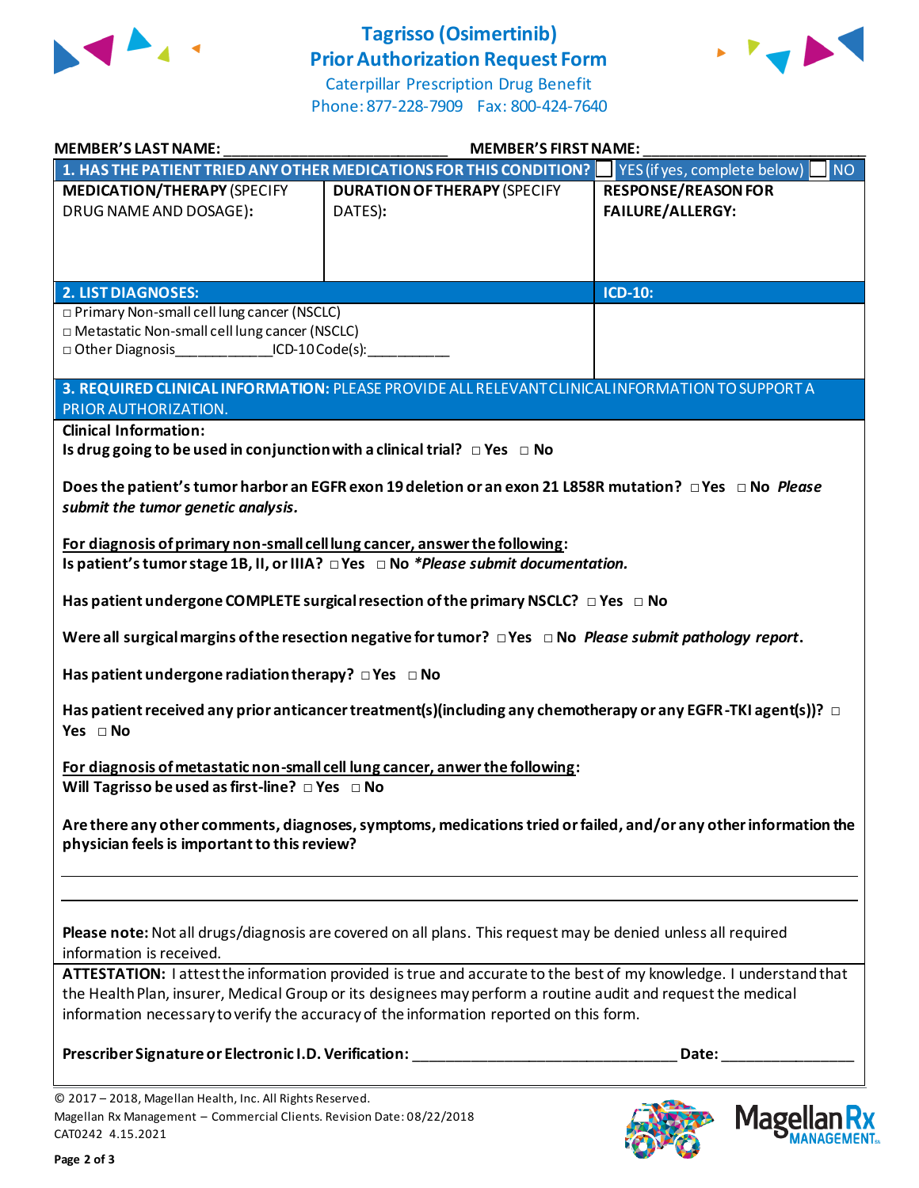# Tagrisso (Osimertinib) Prior Authorization Request Form

Caterpillar Prescription Drug Benefit
Phone: 877-228-7909 Fax: 800-424-7640

**MEMBER'S LAST NAME:** ___________________________ **MEMBER'S FIRST NAME:** ___________________________

| **1. HAS THE PATIENT TRIED ANY OTHER MEDICATIONS FOR THIS CONDITION?** | | ☐ YES (if yes, complete below) ☐ NO |
|---|---|---|
| **MEDICATION/THERAPY** (SPECIFY DRUG NAME AND DOSAGE): | **DURATION OF THERAPY** (SPECIFY DATES): | **RESPONSE/REASON FOR FAILURE/ALLERGY:** |
| | | |

| **2. LIST DIAGNOSES:** | **ICD-10:** |
|---|---|
| □ Primary Non-small cell lung cancer (NSCLC)<br>□ Metastatic Non-small cell lung cancer (NSCLC)<br>□ Other Diagnosis____________ICD-10 Code(s):___________ | |

**3. REQUIRED CLINICAL INFORMATION:** PLEASE PROVIDE ALL RELEVANT CLINICAL INFORMATION TO SUPPORT A PRIOR AUTHORIZATION.

**Clinical Information:**

**Is drug going to be used in conjunction with a clinical trial?** □ Yes □ No

**Does the patient's tumor harbor an EGFR exon 19 deletion or an exon 21 L858R mutation?** □ Yes □ No ***Please submit the tumor genetic analysis.***

**<u>For diagnosis of primary non-small cell lung cancer, answer the following</u>:**
**Is patient's tumor stage 1B, II, or IIIA?** □ Yes □ No ***\*Please submit documentation.***

**Has patient undergone COMPLETE surgical resection of the primary NSCLC?** □ Yes □ No

**Were all surgical margins of the resection negative for tumor?** □ Yes □ No ***Please submit pathology report*.**

**Has patient undergone radiation therapy?** □ Yes □ No

**Has patient received any prior anticancer treatment(s)(including any chemotherapy or any EGFR-TKI agent(s))?** □ Yes □ No

**<u>For diagnosis of metastatic non-small cell lung cancer, anwer the following</u>:**
**Will Tagrisso be used as first-line?** □ Yes □ No

**Are there any other comments, diagnoses, symptoms, medications tried or failed, and/or any other information the physician feels is important to this review?**

_______________________________________________________________________________

_______________________________________________________________________________

**Please note:** Not all drugs/diagnosis are covered on all plans. This request may be denied unless all required information is received.

**ATTESTATION:** I attest the information provided is true and accurate to the best of my knowledge. I understand that the Health Plan, insurer, Medical Group or its designees may perform a routine audit and request the medical information necessary to verify the accuracy of the information reported on this form.

**Prescriber Signature or Electronic I.D. Verification:** _______________________________ **Date:** _______________

© 2017 – 2018, Magellan Health, Inc. All Rights Reserved.
Magellan Rx Management – Commercial Clients. Revision Date: 08/22/2018
CAT0242 4.15.2021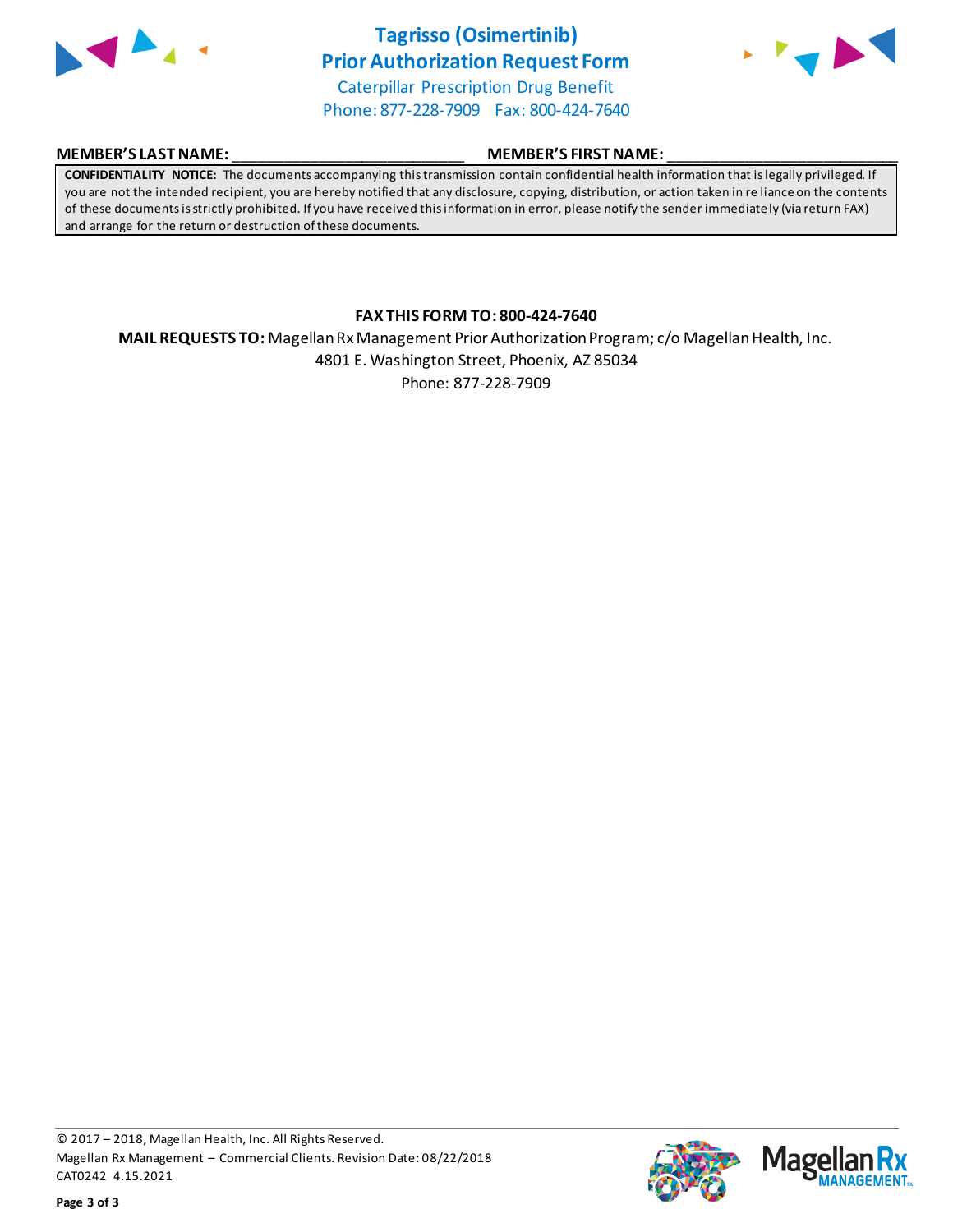**MEMBER'S LAST NAME:** ___________________________ **MEMBER'S FIRST NAME:** ___________________________

**CONFIDENTIALITY NOTICE:** The documents accompanying this transmission contain confidential health information that is legally privileged. If you are not the intended recipient, you are hereby notified that any disclosure, copying, distribution, or action taken in reliance on the contents of these documents is strictly prohibited. If you have received this information in error, please notify the sender immediately (via return FAX) and arrange for the return or destruction of these documents.

**FAX THIS FORM TO: 800-424-7640**

**MAIL REQUESTS TO:** Magellan Rx Management Prior Authorization Program; c/o Magellan Health, Inc.
4801 E. Washington Street, Phoenix, AZ 85034
Phone: 877-228-7909

© 2017 – 2018, Magellan Health, Inc. All Rights Reserved.
Magellan Rx Management – Commercial Clients. Revision Date: 08/22/2018
CAT0242 4.15.2021